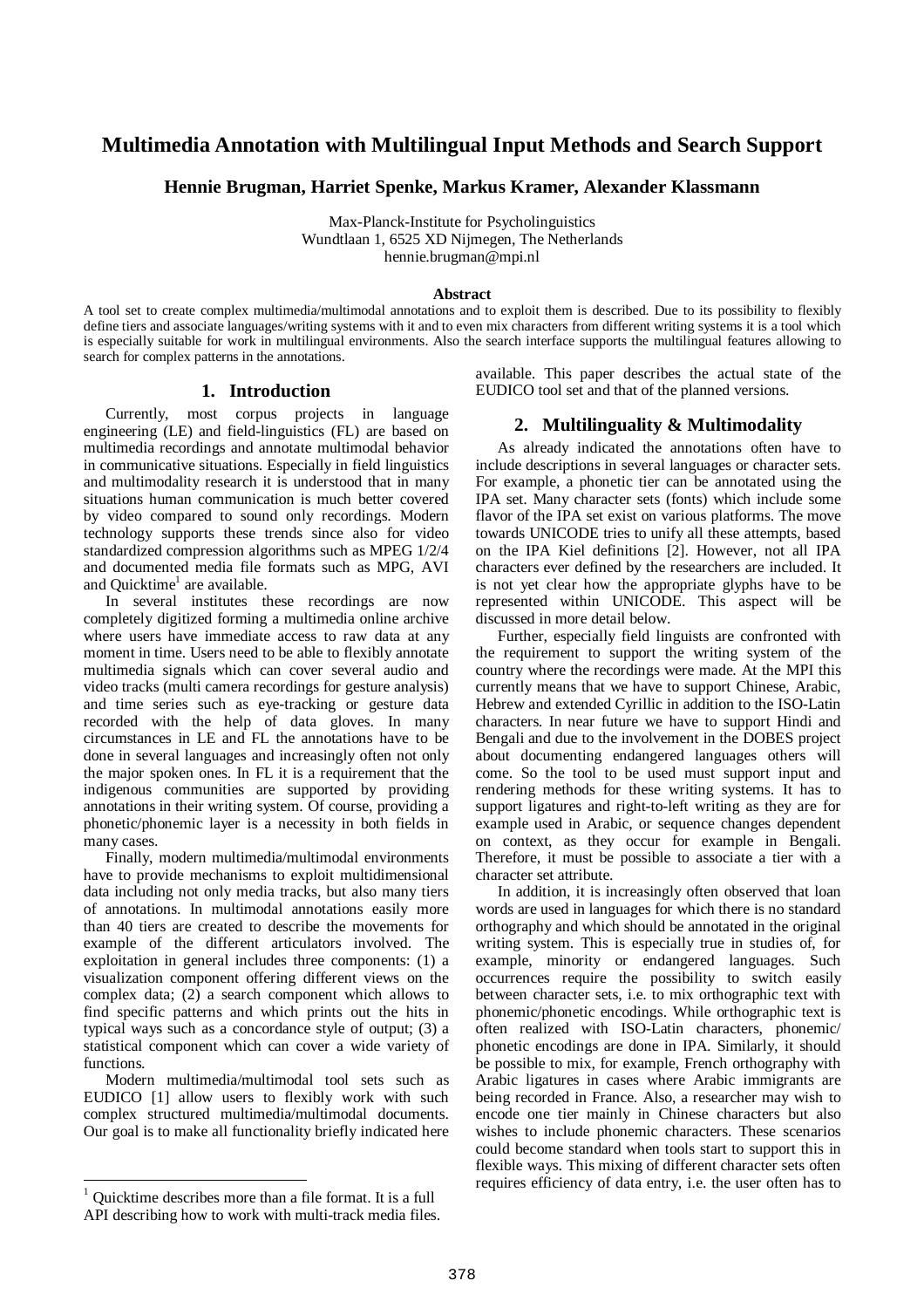# Multimedia Annotation with Multilingual Input Methods and Search Support

**Hennie Brugman, Harriet Spenke, Markus Kramer, Alexander Klassmann**

Max-Planck-Institute for Psycholinguistics
Wundtlaan 1, 6525 XD Nijmegen, The Netherlands
hennie.brugman@mpi.nl

**Abstract**

A tool set to create complex multimedia/multimodal annotations and to exploit them is described. Due to its possibility to flexibly define tiers and associate languages/writing systems with it and to even mix characters from different writing systems it is a tool which is especially suitable for work in multilingual environments. Also the search interface supports the multilingual features allowing to search for complex patterns in the annotations.

## 1. Introduction

Currently, most corpus projects in language engineering (LE) and field-linguistics (FL) are based on multimedia recordings and annotate multimodal behavior in communicative situations. Especially in field linguistics and multimodality research it is understood that in many situations human communication is much better covered by video compared to sound only recordings. Modern technology supports these trends since also for video standardized compression algorithms such as MPEG 1/2/4 and documented media file formats such as MPG, AVI and Quicktime[1] are available.

In several institutes these recordings are now completely digitized forming a multimedia online archive where users have immediate access to raw data at any moment in time. Users need to be able to flexibly annotate multimedia signals which can cover several audio and video tracks (multi camera recordings for gesture analysis) and time series such as eye-tracking or gesture data recorded with the help of data gloves. In many circumstances in LE and FL the annotations have to be done in several languages and increasingly often not only the major spoken ones. In FL it is a requirement that the indigenous communities are supported by providing annotations in their writing system. Of course, providing a phonetic/phonemic layer is a necessity in both fields in many cases.

Finally, modern multimedia/multimodal environments have to provide mechanisms to exploit multidimensional data including not only media tracks, but also many tiers of annotations. In multimodal annotations easily more than 40 tiers are created to describe the movements for example of the different articulators involved. The exploitation in general includes three components: (1) a visualization component offering different views on the complex data; (2) a search component which allows to find specific patterns and which prints out the hits in typical ways such as a concordance style of output; (3) a statistical component which can cover a wide variety of functions.

Modern multimedia/multimodal tool sets such as EUDICO [1] allow users to flexibly work with such complex structured multimedia/multimodal documents. Our goal is to make all functionality briefly indicated here available. This paper describes the actual state of the EUDICO tool set and that of the planned versions.

## 2. Multilinguality & Multimodality

As already indicated the annotations often have to include descriptions in several languages or character sets. For example, a phonetic tier can be annotated using the IPA set. Many character sets (fonts) which include some flavor of the IPA set exist on various platforms. The move towards UNICODE tries to unify all these attempts, based on the IPA Kiel definitions [2]. However, not all IPA characters ever defined by the researchers are included. It is not yet clear how the appropriate glyphs have to be represented within UNICODE. This aspect will be discussed in more detail below.

Further, especially field linguists are confronted with the requirement to support the writing system of the country where the recordings were made. At the MPI this currently means that we have to support Chinese, Arabic, Hebrew and extended Cyrillic in addition to the ISO-Latin characters. In near future we have to support Hindi and Bengali and due to the involvement in the DOBES project about documenting endangered languages others will come. So the tool to be used must support input and rendering methods for these writing systems. It has to support ligatures and right-to-left writing as they are for example used in Arabic, or sequence changes dependent on context, as they occur for example in Bengali. Therefore, it must be possible to associate a tier with a character set attribute.

In addition, it is increasingly often observed that loan words are used in languages for which there is no standard orthography and which should be annotated in the original writing system. This is especially true in studies of, for example, minority or endangered languages. Such occurrences require the possibility to switch easily between character sets, i.e. to mix orthographic text with phonemic/phonetic encodings. While orthographic text is often realized with ISO-Latin characters, phonemic/ phonetic encodings are done in IPA. Similarly, it should be possible to mix, for example, French orthography with Arabic ligatures in cases where Arabic immigrants are being recorded in France. Also, a researcher may wish to encode one tier mainly in Chinese characters but also wishes to include phonemic characters. These scenarios could become standard when tools start to support this in flexible ways. This mixing of different character sets often requires efficiency of data entry, i.e. the user often has to

---

[1] Quicktime describes more than a file format. It is a full API describing how to work with multi-track media files.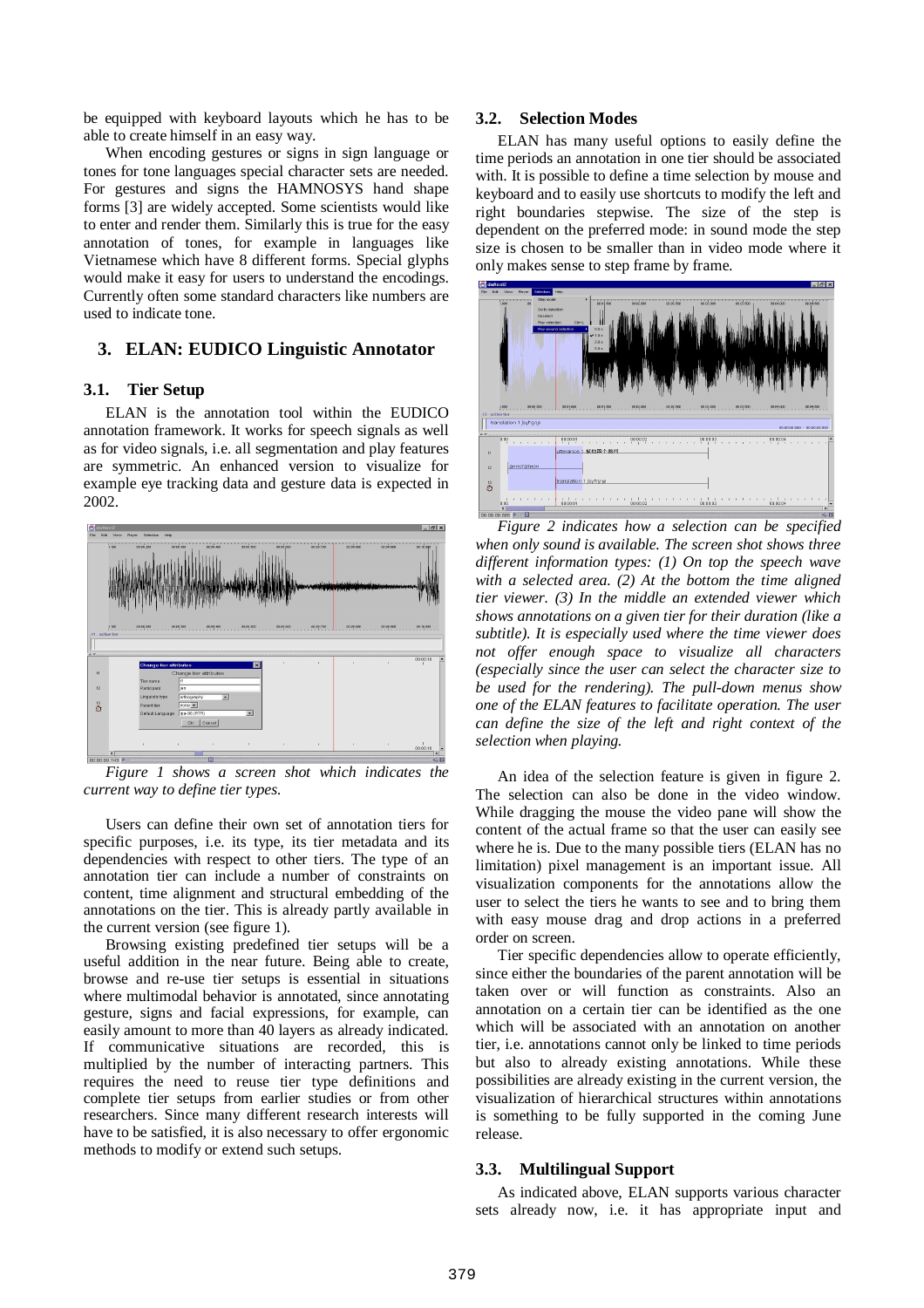be equipped with keyboard layouts which he has to be able to create himself in an easy way.

When encoding gestures or signs in sign language or tones for tone languages special character sets are needed. For gestures and signs the HAMNOSYS hand shape forms [3] are widely accepted. Some scientists would like to enter and render them. Similarly this is true for the easy annotation of tones, for example in languages like Vietnamese which have 8 different forms. Special glyphs would make it easy for users to understand the encodings. Currently often some standard characters like numbers are used to indicate tone.

## 3. ELAN: EUDICO Linguistic Annotator

### 3.1. Tier Setup

ELAN is the annotation tool within the EUDICO annotation framework. It works for speech signals as well as for video signals, i.e. all segmentation and play features are symmetric. An enhanced version to visualize for example eye tracking data and gesture data is expected in 2002.

*Figure 1 shows a screen shot which indicates the current way to define tier types.*

Users can define their own set of annotation tiers for specific purposes, i.e. its type, its tier metadata and its dependencies with respect to other tiers. The type of an annotation tier can include a number of constraints on content, time alignment and structural embedding of the annotations on the tier. This is already partly available in the current version (see figure 1).

Browsing existing predefined tier setups will be a useful addition in the near future. Being able to create, browse and re-use tier setups is essential in situations where multimodal behavior is annotated, since annotating gesture, signs and facial expressions, for example, can easily amount to more than 40 layers as already indicated. If communicative situations are recorded, this is multiplied by the number of interacting partners. This requires the need to reuse tier type definitions and complete tier setups from earlier studies or from other researchers. Since many different research interests will have to be satisfied, it is also necessary to offer ergonomic methods to modify or extend such setups.

### 3.2. Selection Modes

ELAN has many useful options to easily define the time periods an annotation in one tier should be associated with. It is possible to define a time selection by mouse and keyboard and to easily use shortcuts to modify the left and right boundaries stepwise. The size of the step is dependent on the preferred mode: in sound mode the step size is chosen to be smaller than in video mode where it only makes sense to step frame by frame.

*Figure 2 indicates how a selection can be specified when only sound is available. The screen shot shows three different information types: (1) On top the speech wave with a selected area. (2) At the bottom the time aligned tier viewer. (3) In the middle an extended viewer which shows annotations on a given tier for their duration (like a subtitle). It is especially used where the time viewer does not offer enough space to visualize all characters (especially since the user can select the character size to be used for the rendering). The pull-down menus show one of the ELAN features to facilitate operation. The user can define the size of the left and right context of the selection when playing.*

An idea of the selection feature is given in figure 2. The selection can also be done in the video window. While dragging the mouse the video pane will show the content of the actual frame so that the user can easily see where he is. Due to the many possible tiers (ELAN has no limitation) pixel management is an important issue. All visualization components for the annotations allow the user to select the tiers he wants to see and to bring them with easy mouse drag and drop actions in a preferred order on screen.

Tier specific dependencies allow to operate efficiently, since either the boundaries of the parent annotation will be taken over or will function as constraints. Also an annotation on a certain tier can be identified as the one which will be associated with an annotation on another tier, i.e. annotations cannot only be linked to time periods but also to already existing annotations. While these possibilities are already existing in the current version, the visualization of hierarchical structures within annotations is something to be fully supported in the coming June release.

### 3.3. Multilingual Support

As indicated above, ELAN supports various character sets already now, i.e. it has appropriate input and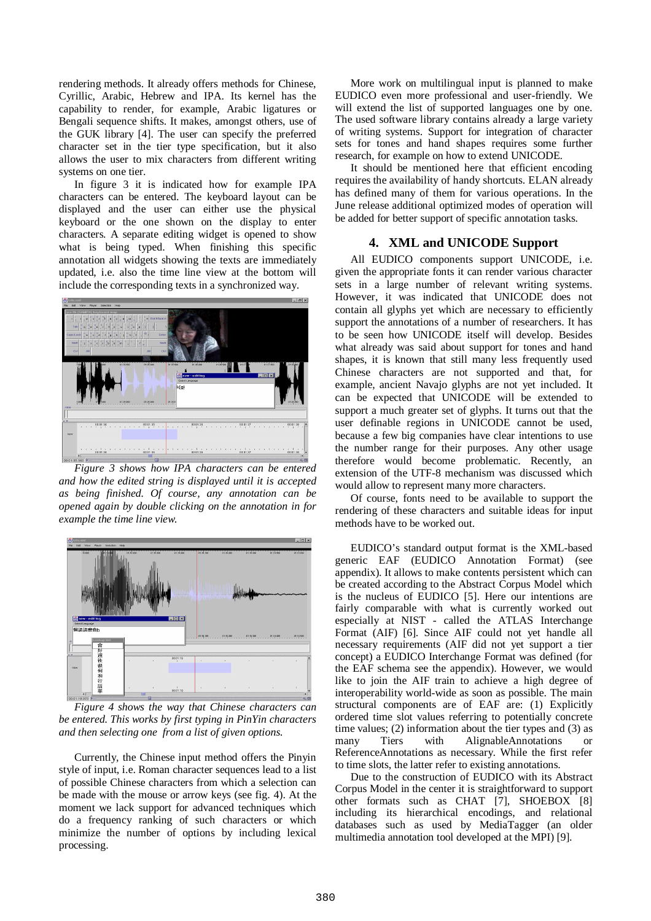rendering methods. It already offers methods for Chinese, Cyrillic, Arabic, Hebrew and IPA. Its kernel has the capability to render, for example, Arabic ligatures or Bengali sequence shifts. It makes, amongst others, use of the GUK library [4]. The user can specify the preferred character set in the tier type specification, but it also allows the user to mix characters from different writing systems on one tier.

In figure 3 it is indicated how for example IPA characters can be entered. The keyboard layout can be displayed and the user can either use the physical keyboard or the one shown on the display to enter characters. A separate editing widget is opened to show what is being typed. When finishing this specific annotation all widgets showing the texts are immediately updated, i.e. also the time line view at the bottom will include the corresponding texts in a synchronized way.

*Figure 3 shows how IPA characters can be entered and how the edited string is displayed until it is accepted as being finished. Of course, any annotation can be opened again by double clicking on the annotation in for example the time line view.*

*Figure 4 shows the way that Chinese characters can be entered. This works by first typing in PinYin characters and then selecting one from a list of given options.*

Currently, the Chinese input method offers the Pinyin style of input, i.e. Roman character sequences lead to a list of possible Chinese characters from which a selection can be made with the mouse or arrow keys (see fig. 4). At the moment we lack support for advanced techniques which do a frequency ranking of such characters or which minimize the number of options by including lexical processing.

More work on multilingual input is planned to make EUDICO even more professional and user-friendly. We will extend the list of supported languages one by one. The used software library contains already a large variety of writing systems. Support for integration of character sets for tones and hand shapes requires some further research, for example on how to extend UNICODE.

It should be mentioned here that efficient encoding requires the availability of handy shortcuts. ELAN already has defined many of them for various operations. In the June release additional optimized modes of operation will be added for better support of specific annotation tasks.

## 4. XML and UNICODE Support

All EUDICO components support UNICODE, i.e. given the appropriate fonts it can render various character sets in a large number of relevant writing systems. However, it was indicated that UNICODE does not contain all glyphs yet which are necessary to efficiently support the annotations of a number of researchers. It has to be seen how UNICODE itself will develop. Besides what already was said about support for tones and hand shapes, it is known that still many less frequently used Chinese characters are not supported and that, for example, ancient Navajo glyphs are not yet included. It can be expected that UNICODE will be extended to support a much greater set of glyphs. It turns out that the user definable regions in UNICODE cannot be used, because a few big companies have clear intentions to use the number range for their purposes. Any other usage therefore would become problematic. Recently, an extension of the UTF-8 mechanism was discussed which would allow to represent many more characters.

Of course, fonts need to be available to support the rendering of these characters and suitable ideas for input methods have to be worked out.

EUDICO's standard output format is the XML-based generic EAF (EUDICO Annotation Format) (see appendix). It allows to make contents persistent which can be created according to the Abstract Corpus Model which is the nucleus of EUDICO [5]. Here our intentions are fairly comparable with what is currently worked out especially at NIST - called the ATLAS Interchange Format (AIF) [6]. Since AIF could not yet handle all necessary requirements (AIF did not yet support a tier concept) a EUDICO Interchange Format was defined (for the EAF schema see the appendix). However, we would like to join the AIF train to achieve a high degree of interoperability world-wide as soon as possible. The main structural components are of EAF are: (1) Explicitly ordered time slot values referring to potentially concrete time values; (2) information about the tier types and (3) as many Tiers with AlignableAnnotations or ReferenceAnnotations as necessary. While the first refer to time slots, the latter refer to existing annotations.

Due to the construction of EUDICO with its Abstract Corpus Model in the center it is straightforward to support other formats such as CHAT [7], SHOEBOX [8] including its hierarchical encodings, and relational databases such as used by MediaTagger (an older multimedia annotation tool developed at the MPI) [9].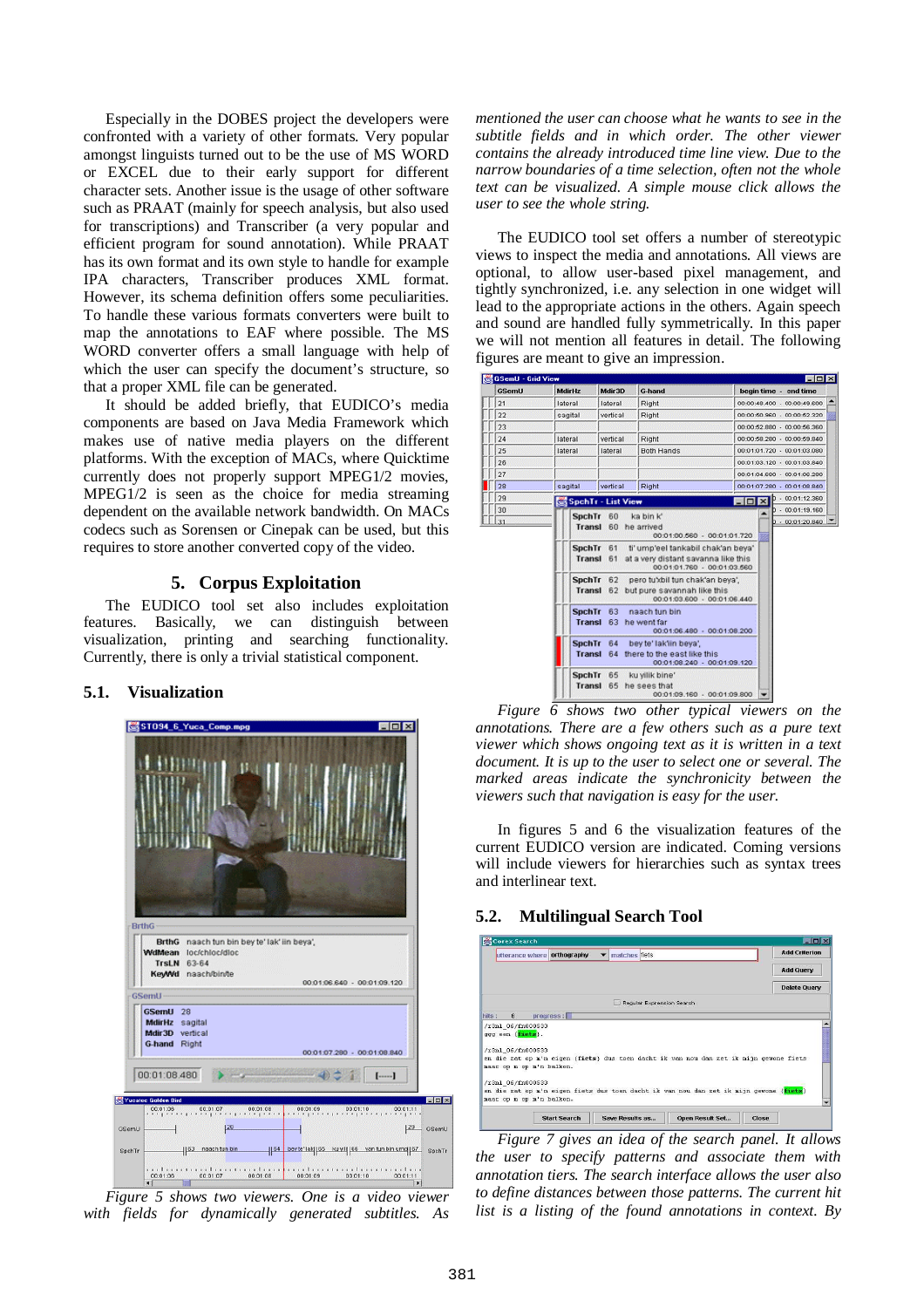Especially in the DOBES project the developers were confronted with a variety of other formats. Very popular amongst linguists turned out to be the use of MS WORD or EXCEL due to their early support for different character sets. Another issue is the usage of other software such as PRAAT (mainly for speech analysis, but also used for transcriptions) and Transcriber (a very popular and efficient program for sound annotation). While PRAAT has its own format and its own style to handle for example IPA characters, Transcriber produces XML format. However, its schema definition offers some peculiarities. To handle these various formats converters were built to map the annotations to EAF where possible. The MS WORD converter offers a small language with help of which the user can specify the document's structure, so that a proper XML file can be generated.

It should be added briefly, that EUDICO's media components are based on Java Media Framework which makes use of native media players on the different platforms. With the exception of MACs, where Quicktime currently does not properly support MPEG1/2 movies, MPEG1/2 is seen as the choice for media streaming dependent on the available network bandwidth. On MACs codecs such as Sorensen or Cinepak can be used, but this requires to store another converted copy of the video.

## 5. Corpus Exploitation

The EUDICO tool set also includes exploitation features. Basically, we can distinguish between visualization, printing and searching functionality. Currently, there is only a trivial statistical component.

### 5.1. Visualization

*Figure 5 shows two viewers. One is a video viewer with fields for dynamically generated subtitles. As mentioned the user can choose what he wants to see in the subtitle fields and in which order. The other viewer contains the already introduced time line view. Due to the narrow boundaries of a time selection, often not the whole text can be visualized. A simple mouse click allows the user to see the whole string.*

The EUDICO tool set offers a number of stereotypic views to inspect the media and annotations. All views are optional, to allow user-based pixel management, and tightly synchronized, i.e. any selection in one widget will lead to the appropriate actions in the others. Again speech and sound are handled fully symmetrically. In this paper we will not mention all features in detail. The following figures are meant to give an impression.

*Figure 6 shows two other typical viewers on the annotations. There are a few others such as a pure text viewer which shows ongoing text as it is written in a text document. It is up to the user to select one or several. The marked areas indicate the synchronicity between the viewers such that navigation is easy for the user.*

In figures 5 and 6 the visualization features of the current EUDICO version are indicated. Coming versions will include viewers for hierarchies such as syntax trees and interlinear text.

### 5.2. Multilingual Search Tool

*Figure 7 gives an idea of the search panel. It allows the user to specify patterns and associate them with annotation tiers. The search interface allows the user also to define distances between those patterns. The current hit list is a listing of the found annotations in context. By*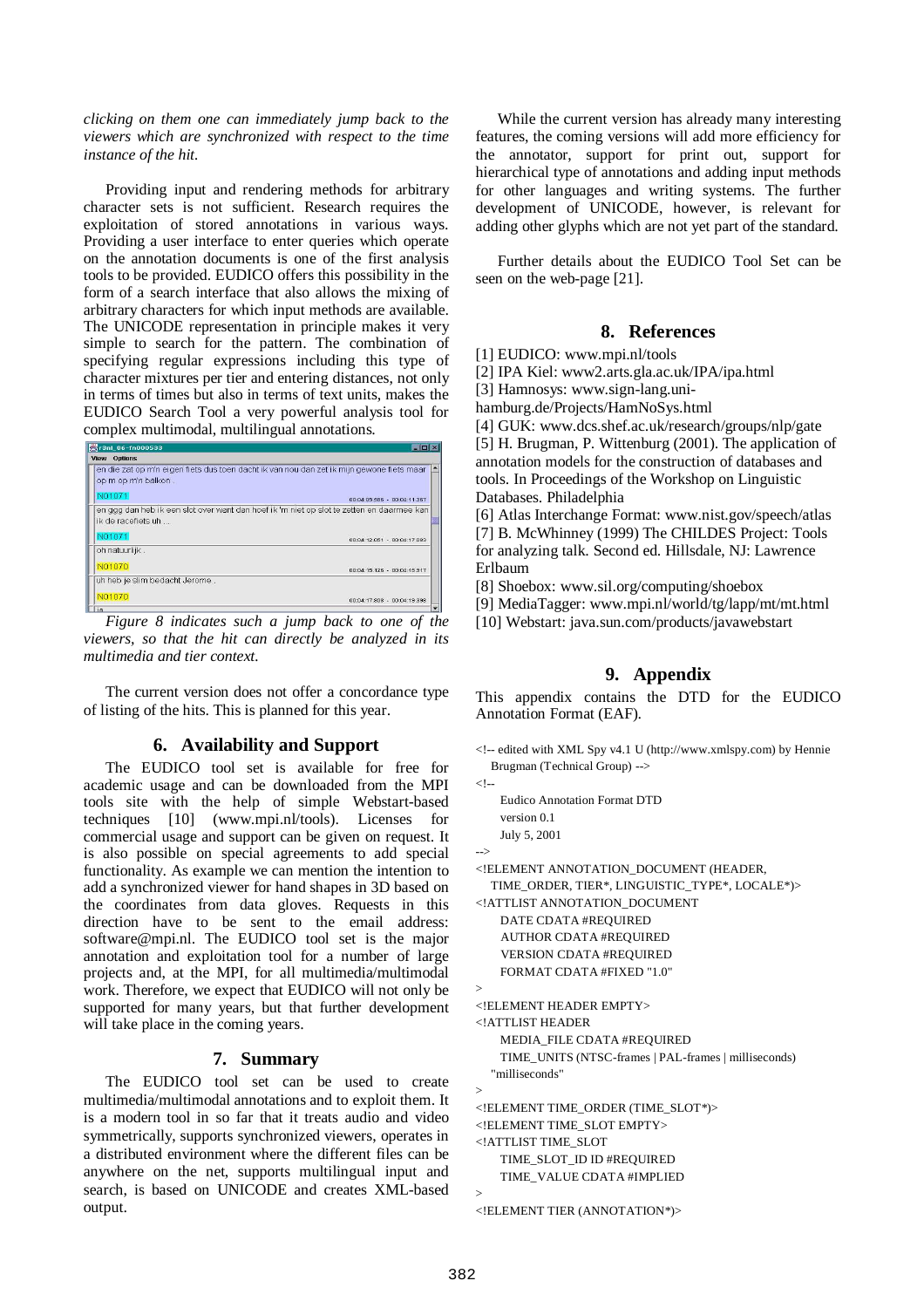*clicking on them one can immediately jump back to the viewers which are synchronized with respect to the time instance of the hit.*

Providing input and rendering methods for arbitrary character sets is not sufficient. Research requires the exploitation of stored annotations in various ways. Providing a user interface to enter queries which operate on the annotation documents is one of the first analysis tools to be provided. EUDICO offers this possibility in the form of a search interface that also allows the mixing of arbitrary characters for which input methods are available. The UNICODE representation in principle makes it very simple to search for the pattern. The combination of specifying regular expressions including this type of character mixtures per tier and entering distances, not only in terms of times but also in terms of text units, makes the EUDICO Search Tool a very powerful analysis tool for complex multimodal, multilingual annotations.

*Figure 8 indicates such a jump back to one of the viewers, so that the hit can directly be analyzed in its multimedia and tier context.*

The current version does not offer a concordance type of listing of the hits. This is planned for this year.

## 6. Availability and Support

The EUDICO tool set is available for free for academic usage and can be downloaded from the MPI tools site with the help of simple Webstart-based techniques [10] (www.mpi.nl/tools). Licenses for commercial usage and support can be given on request. It is also possible on special agreements to add special functionality. As example we can mention the intention to add a synchronized viewer for hand shapes in 3D based on the coordinates from data gloves. Requests in this direction have to be sent to the email address: software@mpi.nl. The EUDICO tool set is the major annotation and exploitation tool for a number of large projects and, at the MPI, for all multimedia/multimodal work. Therefore, we expect that EUDICO will not only be supported for many years, but that further development will take place in the coming years.

## 7. Summary

The EUDICO tool set can be used to create multimedia/multimodal annotations and to exploit them. It is a modern tool in so far that it treats audio and video symmetrically, supports synchronized viewers, operates in a distributed environment where the different files can be anywhere on the net, supports multilingual input and search, is based on UNICODE and creates XML-based output.

While the current version has already many interesting features, the coming versions will add more efficiency for the annotator, support for print out, support for hierarchical type of annotations and adding input methods for other languages and writing systems. The further development of UNICODE, however, is relevant for adding other glyphs which are not yet part of the standard.

Further details about the EUDICO Tool Set can be seen on the web-page [21].

## 8. References

[1] EUDICO: www.mpi.nl/tools
[2] IPA Kiel: www2.arts.gla.ac.uk/IPA/ipa.html
[3] Hamnosys: www.sign-lang.uni-hamburg.de/Projects/HamNoSys.html
[4] GUK: www.dcs.shef.ac.uk/research/groups/nlp/gate
[5] H. Brugman, P. Wittenburg (2001). The application of annotation models for the construction of databases and tools. In Proceedings of the Workshop on Linguistic Databases. Philadelphia
[6] Atlas Interchange Format: www.nist.gov/speech/atlas
[7] B. McWhinney (1999) The CHILDES Project: Tools for analyzing talk. Second ed. Hillsdale, NJ: Lawrence Erlbaum
[8] Shoebox: www.sil.org/computing/shoebox
[9] MediaTagger: www.mpi.nl/world/tg/lapp/mt/mt.html
[10] Webstart: java.sun.com/products/javawebstart

## 9. Appendix

This appendix contains the DTD for the EUDICO Annotation Format (EAF).

```
<!-- edited with XML Spy v4.1 U (http://www.xmlspy.com) by Hennie
   Brugman (Technical Group) -->
<!--
     Eudico Annotation Format DTD
     version 0.1
     July 5, 2001
-->
<!ELEMENT ANNOTATION_DOCUMENT (HEADER,
   TIME_ORDER, TIER*, LINGUISTIC_TYPE*, LOCALE*)>
<!ATTLIST ANNOTATION_DOCUMENT
     DATE CDATA #REQUIRED
     AUTHOR CDATA #REQUIRED
     VERSION CDATA #REQUIRED
     FORMAT CDATA #FIXED "1.0"
>
<!ELEMENT HEADER EMPTY>
<!ATTLIST HEADER
     MEDIA_FILE CDATA #REQUIRED
     TIME_UNITS (NTSC-frames | PAL-frames | milliseconds)
   "milliseconds"
>
<!ELEMENT TIME_ORDER (TIME_SLOT*)>
<!ELEMENT TIME_SLOT EMPTY>
<!ATTLIST TIME_SLOT
     TIME_SLOT_ID ID #REQUIRED
     TIME_VALUE CDATA #IMPLIED
>
<!ELEMENT TIER (ANNOTATION*)>
```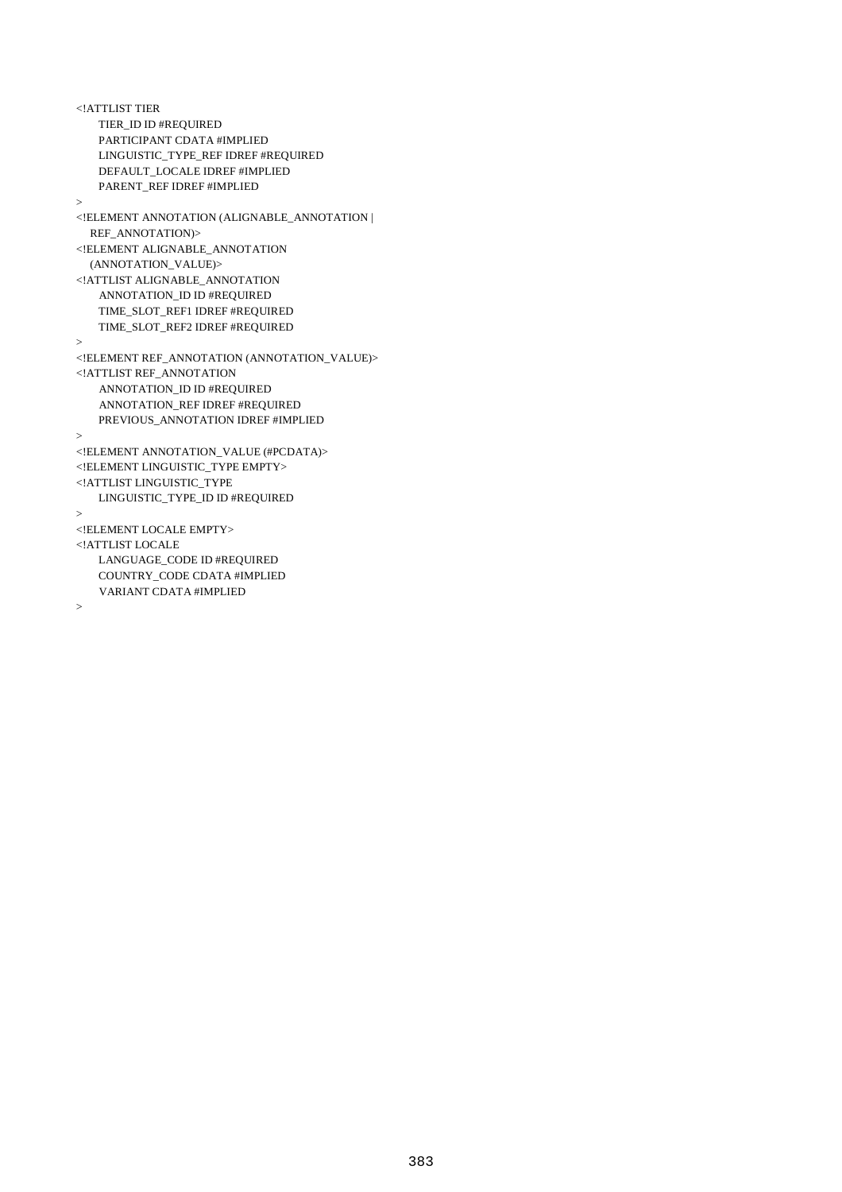```
<!ATTLIST TIER
     TIER_ID ID #REQUIRED
     PARTICIPANT CDATA #IMPLIED
     LINGUISTIC_TYPE_REF IDREF #REQUIRED
     DEFAULT_LOCALE IDREF #IMPLIED
     PARENT_REF IDREF #IMPLIED
>
<!ELEMENT ANNOTATION (ALIGNABLE_ANNOTATION |
   REF_ANNOTATION)>
<!ELEMENT ALIGNABLE_ANNOTATION
   (ANNOTATION_VALUE)>
<!ATTLIST ALIGNABLE_ANNOTATION
     ANNOTATION_ID ID #REQUIRED
     TIME_SLOT_REF1 IDREF #REQUIRED
     TIME_SLOT_REF2 IDREF #REQUIRED
>
<!ELEMENT REF_ANNOTATION (ANNOTATION_VALUE)>
<!ATTLIST REF_ANNOTATION
     ANNOTATION_ID ID #REQUIRED
     ANNOTATION_REF IDREF #REQUIRED
     PREVIOUS_ANNOTATION IDREF #IMPLIED
>
<!ELEMENT ANNOTATION_VALUE (#PCDATA)>
<!ELEMENT LINGUISTIC_TYPE EMPTY>
<!ATTLIST LINGUISTIC_TYPE
     LINGUISTIC_TYPE_ID ID #REQUIRED
>
<!ELEMENT LOCALE EMPTY>
<!ATTLIST LOCALE
     LANGUAGE_CODE ID #REQUIRED
     COUNTRY_CODE CDATA #IMPLIED
     VARIANT CDATA #IMPLIED
>
```